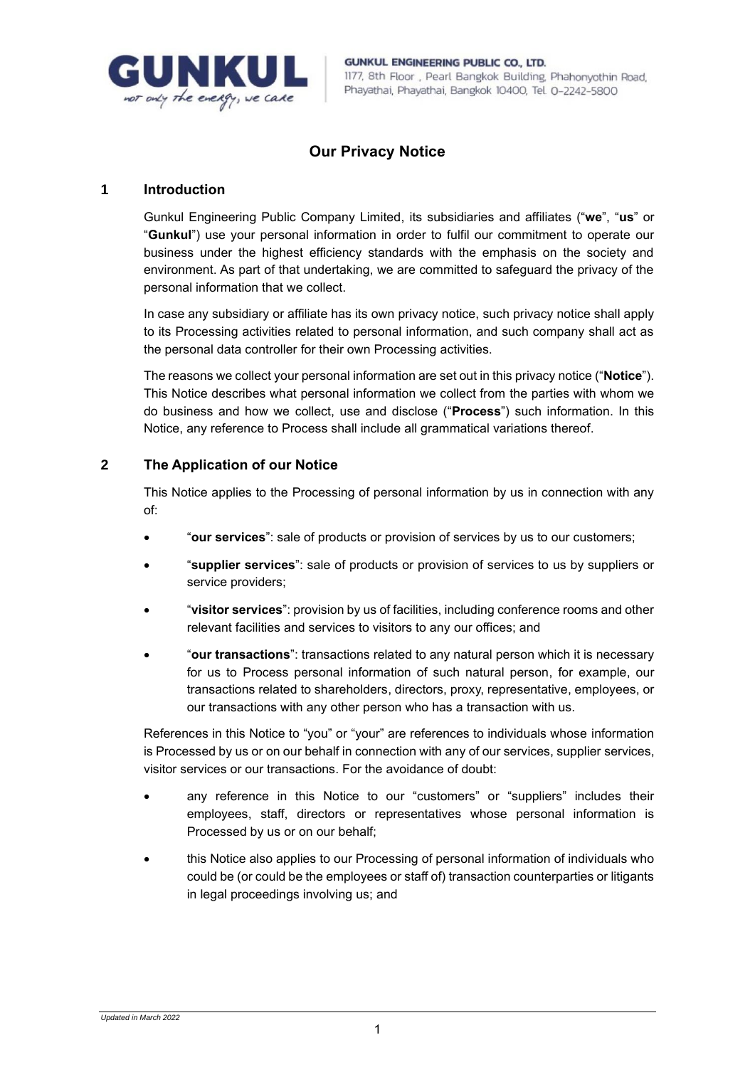**GUNKUL ENGINEERING PUBLIC CO., LTD.**
1177, 8th Floor , Pearl Bangkok Building, Phahonyothin Road, Phayathai, Phayathai, Bangkok 10400, Tel. 0-2242-5800

# Our Privacy Notice

## 1 Introduction

Gunkul Engineering Public Company Limited, its subsidiaries and affiliates ("**we**", "**us**" or "**Gunkul**") use your personal information in order to fulfil our commitment to operate our business under the highest efficiency standards with the emphasis on the society and environment. As part of that undertaking, we are committed to safeguard the privacy of the personal information that we collect.

In case any subsidiary or affiliate has its own privacy notice, such privacy notice shall apply to its Processing activities related to personal information, and such company shall act as the personal data controller for their own Processing activities.

The reasons we collect your personal information are set out in this privacy notice ("**Notice**"). This Notice describes what personal information we collect from the parties with whom we do business and how we collect, use and disclose ("**Process**") such information. In this Notice, any reference to Process shall include all grammatical variations thereof.

## 2 The Application of our Notice

This Notice applies to the Processing of personal information by us in connection with any of:

- "**our services**": sale of products or provision of services by us to our customers;
- "**supplier services**": sale of products or provision of services to us by suppliers or service providers;
- "**visitor services**": provision by us of facilities, including conference rooms and other relevant facilities and services to visitors to any our offices; and
- "**our transactions**": transactions related to any natural person which it is necessary for us to Process personal information of such natural person, for example, our transactions related to shareholders, directors, proxy, representative, employees, or our transactions with any other person who has a transaction with us.

References in this Notice to "you" or "your" are references to individuals whose information is Processed by us or on our behalf in connection with any of our services, supplier services, visitor services or our transactions. For the avoidance of doubt:

- any reference in this Notice to our "customers" or "suppliers" includes their employees, staff, directors or representatives whose personal information is Processed by us or on our behalf;
- this Notice also applies to our Processing of personal information of individuals who could be (or could be the employees or staff of) transaction counterparties or litigants in legal proceedings involving us; and

*Updated in March 2022*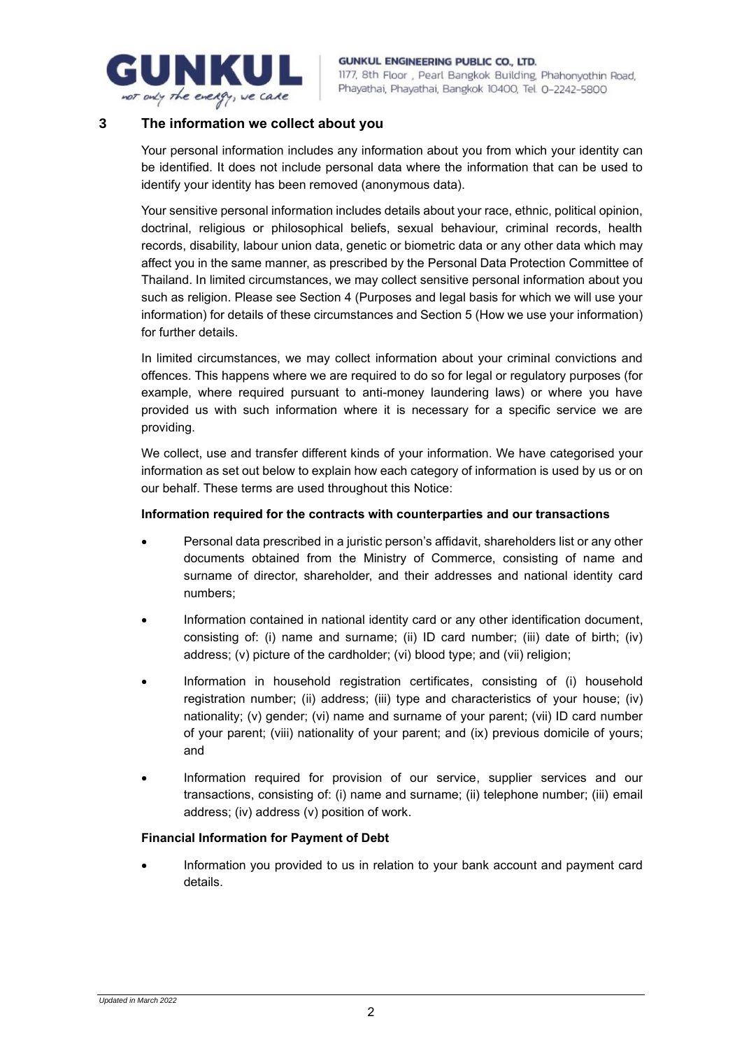## 3 The information we collect about you

Your personal information includes any information about you from which your identity can be identified. It does not include personal data where the information that can be used to identify your identity has been removed (anonymous data).

Your sensitive personal information includes details about your race, ethnic, political opinion, doctrinal, religious or philosophical beliefs, sexual behaviour, criminal records, health records, disability, labour union data, genetic or biometric data or any other data which may affect you in the same manner, as prescribed by the Personal Data Protection Committee of Thailand. In limited circumstances, we may collect sensitive personal information about you such as religion. Please see Section 4 (Purposes and legal basis for which we will use your information) for details of these circumstances and Section 5 (How we use your information) for further details.

In limited circumstances, we may collect information about your criminal convictions and offences. This happens where we are required to do so for legal or regulatory purposes (for example, where required pursuant to anti-money laundering laws) or where you have provided us with such information where it is necessary for a specific service we are providing.

We collect, use and transfer different kinds of your information. We have categorised your information as set out below to explain how each category of information is used by us or on our behalf. These terms are used throughout this Notice:

**Information required for the contracts with counterparties and our transactions**

- Personal data prescribed in a juristic person's affidavit, shareholders list or any other documents obtained from the Ministry of Commerce, consisting of name and surname of director, shareholder, and their addresses and national identity card numbers;
- Information contained in national identity card or any other identification document, consisting of: (i) name and surname; (ii) ID card number; (iii) date of birth; (iv) address; (v) picture of the cardholder; (vi) blood type; and (vii) religion;
- Information in household registration certificates, consisting of (i) household registration number; (ii) address; (iii) type and characteristics of your house; (iv) nationality; (v) gender; (vi) name and surname of your parent; (vii) ID card number of your parent; (viii) nationality of your parent; and (ix) previous domicile of yours; and
- Information required for provision of our service, supplier services and our transactions, consisting of: (i) name and surname; (ii) telephone number; (iii) email address; (iv) address (v) position of work.

**Financial Information for Payment of Debt**

- Information you provided to us in relation to your bank account and payment card details.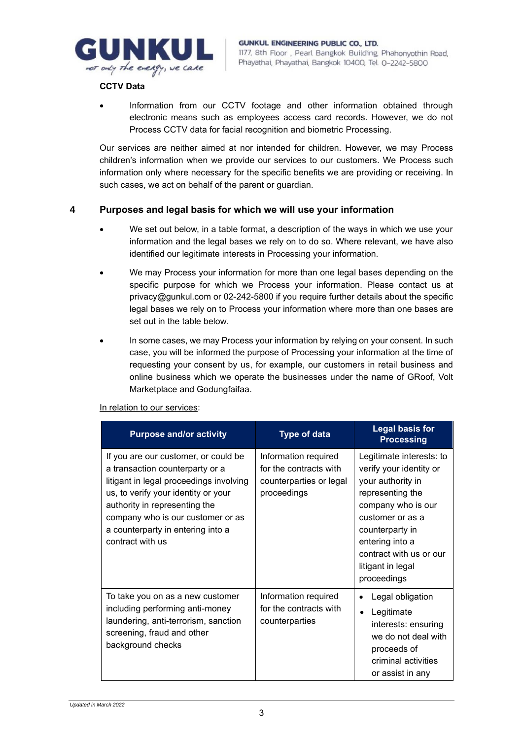**CCTV Data**

- Information from our CCTV footage and other information obtained through electronic means such as employees access card records. However, we do not Process CCTV data for facial recognition and biometric Processing.

Our services are neither aimed at nor intended for children. However, we may Process children's information when we provide our services to our customers. We Process such information only where necessary for the specific benefits we are providing or receiving. In such cases, we act on behalf of the parent or guardian.

## 4 Purposes and legal basis for which we will use your information

- We set out below, in a table format, a description of the ways in which we use your information and the legal bases we rely on to do so. Where relevant, we have also identified our legitimate interests in Processing your information.
- We may Process your information for more than one legal bases depending on the specific purpose for which we Process your information. Please contact us at privacy@gunkul.com or 02-242-5800 if you require further details about the specific legal bases we rely on to Process your information where more than one bases are set out in the table below.
- In some cases, we may Process your information by relying on your consent. In such case, you will be informed the purpose of Processing your information at the time of requesting your consent by us, for example, our customers in retail business and online business which we operate the businesses under the name of GRoof, Volt Marketplace and Godungfaifaa.

In relation to our services:

| Purpose and/or activity | Type of data | Legal basis for Processing |
|---|---|---|
| If you are our customer, or could be a transaction counterparty or a litigant in legal proceedings involving us, to verify your identity or your authority in representing the company who is our customer or as a counterparty in entering into a contract with us | Information required for the contracts with counterparties or legal proceedings | Legitimate interests: to verify your identity or your authority in representing the company who is our customer or as a counterparty in entering into a contract with us or our litigant in legal proceedings |
| To take you on as a new customer including performing anti-money laundering, anti-terrorism, sanction screening, fraud and other background checks | Information required for the contracts with counterparties | • Legal obligation<br>• Legitimate interests: ensuring we do not deal with proceeds of criminal activities or assist in any |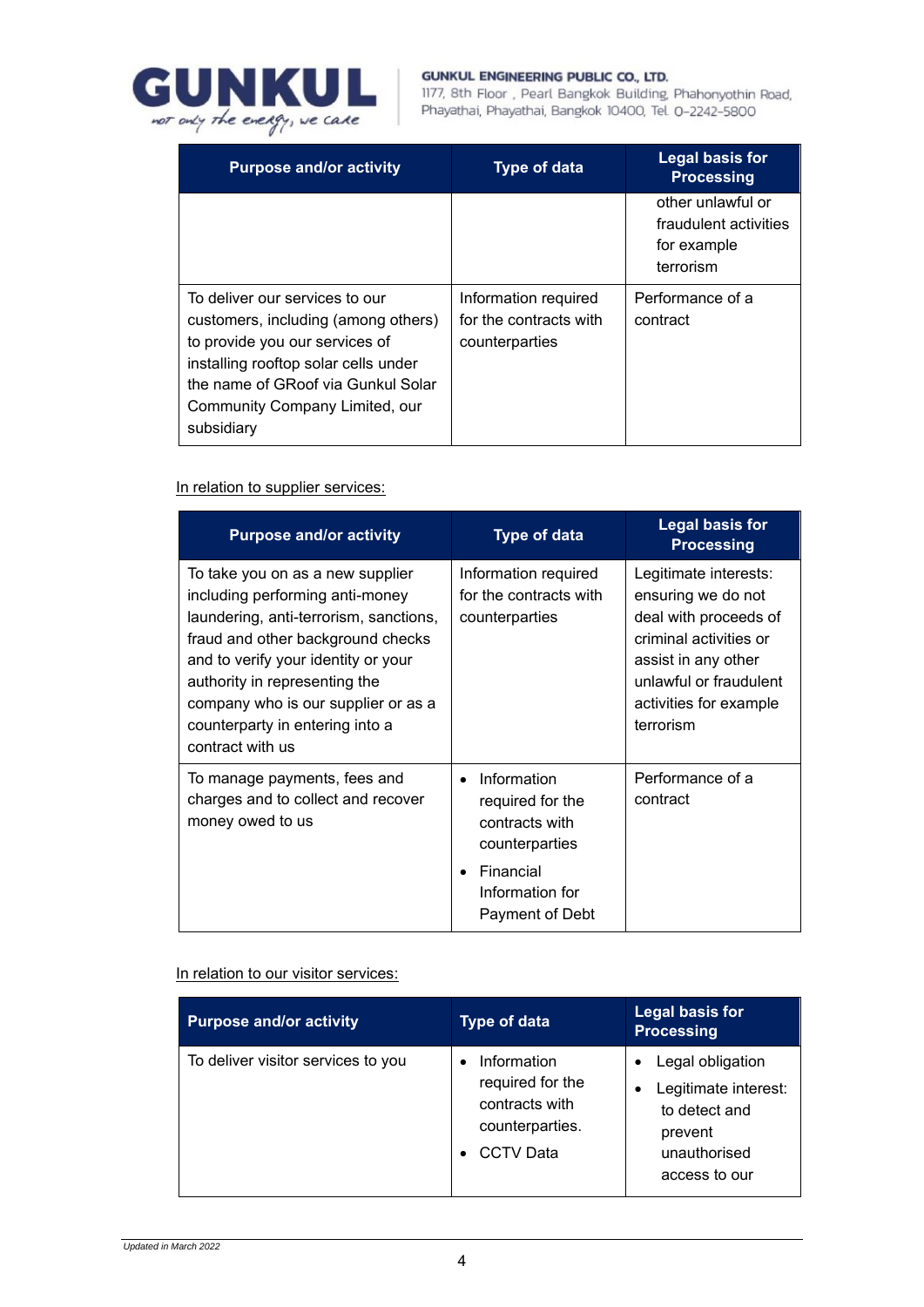| Purpose and/or activity | Type of data | Legal basis for Processing |
|---|---|---|
| | | other unlawful or fraudulent activities for example terrorism |
| To deliver our services to our customers, including (among others) to provide you our services of installing rooftop solar cells under the name of GRoof via Gunkul Solar Community Company Limited, our subsidiary | Information required for the contracts with counterparties | Performance of a contract |

In relation to supplier services:

| Purpose and/or activity | Type of data | Legal basis for Processing |
|---|---|---|
| To take you on as a new supplier including performing anti-money laundering, anti-terrorism, sanctions, fraud and other background checks and to verify your identity or your authority in representing the company who is our supplier or as a counterparty in entering into a contract with us | Information required for the contracts with counterparties | Legitimate interests: ensuring we do not deal with proceeds of criminal activities or assist in any other unlawful or fraudulent activities for example terrorism |
| To manage payments, fees and charges and to collect and recover money owed to us | • Information required for the contracts with counterparties<br>• Financial Information for Payment of Debt | Performance of a contract |

In relation to our visitor services:

| Purpose and/or activity | Type of data | Legal basis for Processing |
|---|---|---|
| To deliver visitor services to you | • Information required for the contracts with counterparties.<br>• CCTV Data | • Legal obligation<br>• Legitimate interest: to detect and prevent unauthorised access to our |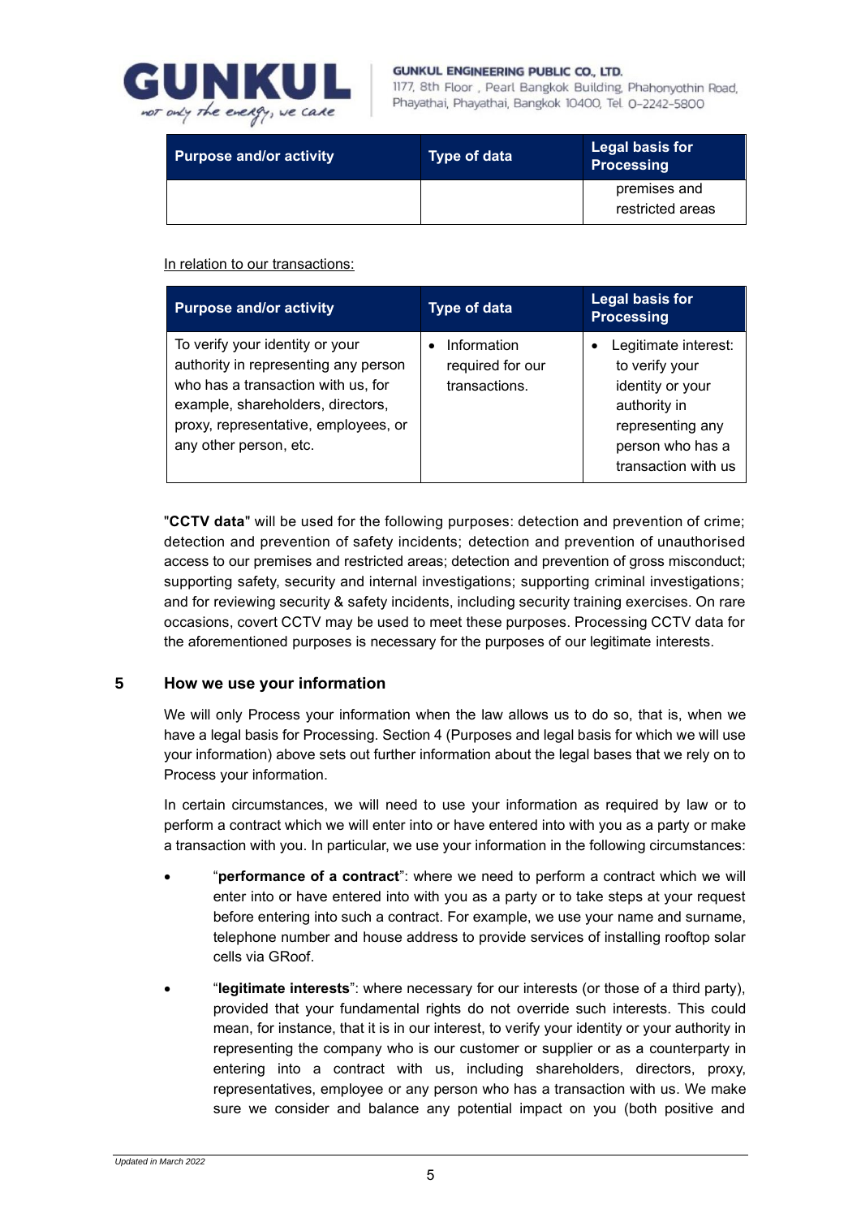| Purpose and/or activity | Type of data | Legal basis for Processing |
|---|---|---|
| | | premises and restricted areas |

In relation to our transactions:

| Purpose and/or activity | Type of data | Legal basis for Processing |
|---|---|---|
| To verify your identity or your authority in representing any person who has a transaction with us, for example, shareholders, directors, proxy, representative, employees, or any other person, etc. | • Information required for our transactions. | • Legitimate interest: to verify your identity or your authority in representing any person who has a transaction with us |

"**CCTV data**" will be used for the following purposes: detection and prevention of crime; detection and prevention of safety incidents; detection and prevention of unauthorised access to our premises and restricted areas; detection and prevention of gross misconduct; supporting safety, security and internal investigations; supporting criminal investigations; and for reviewing security & safety incidents, including security training exercises. On rare occasions, covert CCTV may be used to meet these purposes. Processing CCTV data for the aforementioned purposes is necessary for the purposes of our legitimate interests.

## 5 How we use your information

We will only Process your information when the law allows us to do so, that is, when we have a legal basis for Processing. Section 4 (Purposes and legal basis for which we will use your information) above sets out further information about the legal bases that we rely on to Process your information.

In certain circumstances, we will need to use your information as required by law or to perform a contract which we will enter into or have entered into with you as a party or make a transaction with you. In particular, we use your information in the following circumstances:

- "**performance of a contract**": where we need to perform a contract which we will enter into or have entered into with you as a party or to take steps at your request before entering into such a contract. For example, we use your name and surname, telephone number and house address to provide services of installing rooftop solar cells via GRoof.
- "**legitimate interests**": where necessary for our interests (or those of a third party), provided that your fundamental rights do not override such interests. This could mean, for instance, that it is in our interest, to verify your identity or your authority in representing the company who is our customer or supplier or as a counterparty in entering into a contract with us, including shareholders, directors, proxy, representatives, employee or any person who has a transaction with us. We make sure we consider and balance any potential impact on you (both positive and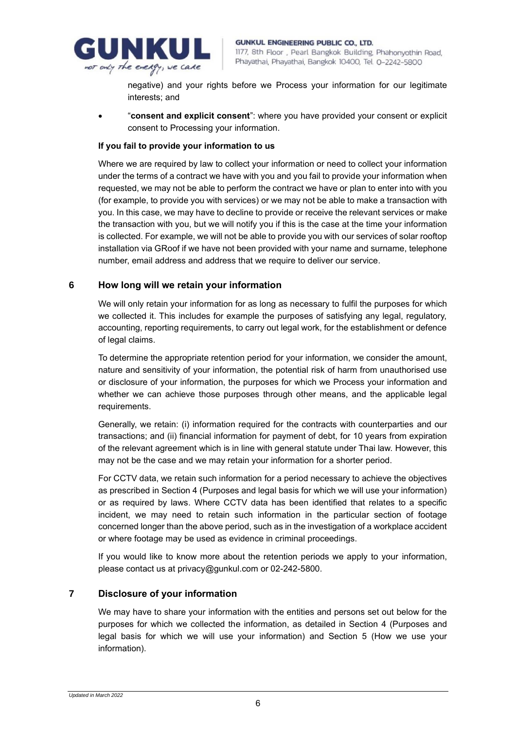negative) and your rights before we Process your information for our legitimate interests; and

- "**consent and explicit consent**": where you have provided your consent or explicit consent to Processing your information.

**If you fail to provide your information to us**

Where we are required by law to collect your information or need to collect your information under the terms of a contract we have with you and you fail to provide your information when requested, we may not be able to perform the contract we have or plan to enter into with you (for example, to provide you with services) or we may not be able to make a transaction with you. In this case, we may have to decline to provide or receive the relevant services or make the transaction with you, but we will notify you if this is the case at the time your information is collected. For example, we will not be able to provide you with our services of solar rooftop installation via GRoof if we have not been provided with your name and surname, telephone number, email address and address that we require to deliver our service.

## 6 How long will we retain your information

We will only retain your information for as long as necessary to fulfil the purposes for which we collected it. This includes for example the purposes of satisfying any legal, regulatory, accounting, reporting requirements, to carry out legal work, for the establishment or defence of legal claims.

To determine the appropriate retention period for your information, we consider the amount, nature and sensitivity of your information, the potential risk of harm from unauthorised use or disclosure of your information, the purposes for which we Process your information and whether we can achieve those purposes through other means, and the applicable legal requirements.

Generally, we retain: (i) information required for the contracts with counterparties and our transactions; and (ii) financial information for payment of debt, for 10 years from expiration of the relevant agreement which is in line with general statute under Thai law. However, this may not be the case and we may retain your information for a shorter period.

For CCTV data, we retain such information for a period necessary to achieve the objectives as prescribed in Section 4 (Purposes and legal basis for which we will use your information) or as required by laws. Where CCTV data has been identified that relates to a specific incident, we may need to retain such information in the particular section of footage concerned longer than the above period, such as in the investigation of a workplace accident or where footage may be used as evidence in criminal proceedings.

If you would like to know more about the retention periods we apply to your information, please contact us at privacy@gunkul.com or 02-242-5800.

## 7 Disclosure of your information

We may have to share your information with the entities and persons set out below for the purposes for which we collected the information, as detailed in Section 4 (Purposes and legal basis for which we will use your information) and Section 5 (How we use your information).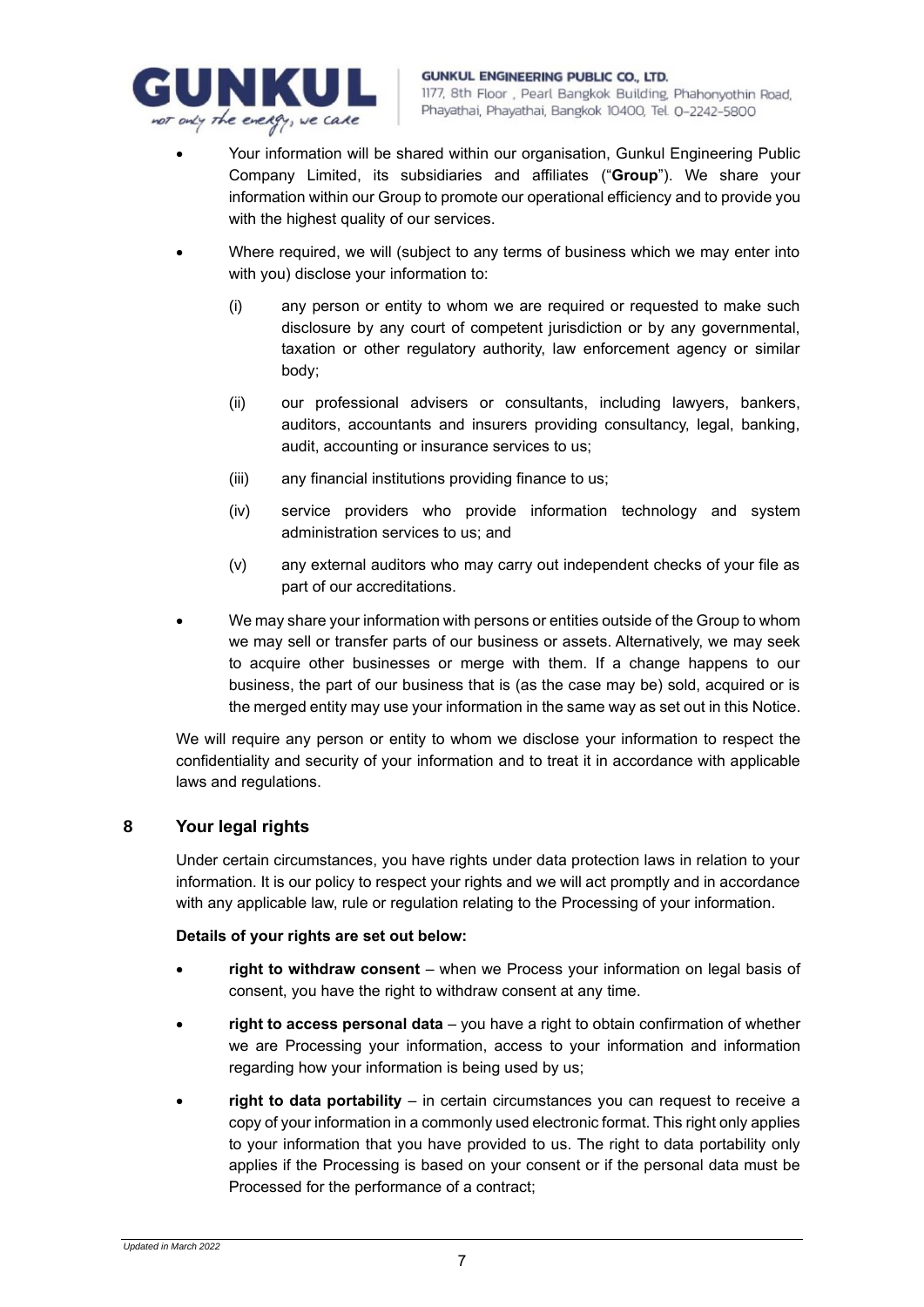- Your information will be shared within our organisation, Gunkul Engineering Public Company Limited, its subsidiaries and affiliates ("**Group**"). We share your information within our Group to promote our operational efficiency and to provide you with the highest quality of our services.
- Where required, we will (subject to any terms of business which we may enter into with you) disclose your information to:
  - (i) any person or entity to whom we are required or requested to make such disclosure by any court of competent jurisdiction or by any governmental, taxation or other regulatory authority, law enforcement agency or similar body;
  - (ii) our professional advisers or consultants, including lawyers, bankers, auditors, accountants and insurers providing consultancy, legal, banking, audit, accounting or insurance services to us;
  - (iii) any financial institutions providing finance to us;
  - (iv) service providers who provide information technology and system administration services to us; and
  - (v) any external auditors who may carry out independent checks of your file as part of our accreditations.
- We may share your information with persons or entities outside of the Group to whom we may sell or transfer parts of our business or assets. Alternatively, we may seek to acquire other businesses or merge with them. If a change happens to our business, the part of our business that is (as the case may be) sold, acquired or is the merged entity may use your information in the same way as set out in this Notice.

We will require any person or entity to whom we disclose your information to respect the confidentiality and security of your information and to treat it in accordance with applicable laws and regulations.

## 8 Your legal rights

Under certain circumstances, you have rights under data protection laws in relation to your information. It is our policy to respect your rights and we will act promptly and in accordance with any applicable law, rule or regulation relating to the Processing of your information.

**Details of your rights are set out below:**

- **right to withdraw consent** – when we Process your information on legal basis of consent, you have the right to withdraw consent at any time.
- **right to access personal data** – you have a right to obtain confirmation of whether we are Processing your information, access to your information and information regarding how your information is being used by us;
- **right to data portability** – in certain circumstances you can request to receive a copy of your information in a commonly used electronic format. This right only applies to your information that you have provided to us. The right to data portability only applies if the Processing is based on your consent or if the personal data must be Processed for the performance of a contract;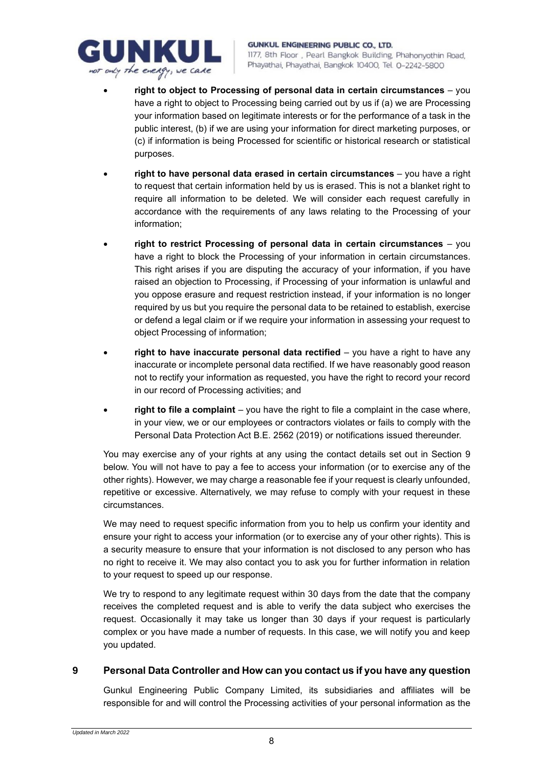- **right to object to Processing of personal data in certain circumstances** – you have a right to object to Processing being carried out by us if (a) we are Processing your information based on legitimate interests or for the performance of a task in the public interest, (b) if we are using your information for direct marketing purposes, or (c) if information is being Processed for scientific or historical research or statistical purposes.

- **right to have personal data erased in certain circumstances** – you have a right to request that certain information held by us is erased. This is not a blanket right to require all information to be deleted. We will consider each request carefully in accordance with the requirements of any laws relating to the Processing of your information;

- **right to restrict Processing of personal data in certain circumstances** – you have a right to block the Processing of your information in certain circumstances. This right arises if you are disputing the accuracy of your information, if you have raised an objection to Processing, if Processing of your information is unlawful and you oppose erasure and request restriction instead, if your information is no longer required by us but you require the personal data to be retained to establish, exercise or defend a legal claim or if we require your information in assessing your request to object Processing of information;

- **right to have inaccurate personal data rectified** – you have a right to have any inaccurate or incomplete personal data rectified. If we have reasonably good reason not to rectify your information as requested, you have the right to record your record in our record of Processing activities; and

- **right to file a complaint** – you have the right to file a complaint in the case where, in your view, we or our employees or contractors violates or fails to comply with the Personal Data Protection Act B.E. 2562 (2019) or notifications issued thereunder.

You may exercise any of your rights at any using the contact details set out in Section 9 below. You will not have to pay a fee to access your information (or to exercise any of the other rights). However, we may charge a reasonable fee if your request is clearly unfounded, repetitive or excessive. Alternatively, we may refuse to comply with your request in these circumstances.

We may need to request specific information from you to help us confirm your identity and ensure your right to access your information (or to exercise any of your other rights). This is a security measure to ensure that your information is not disclosed to any person who has no right to receive it. We may also contact you to ask you for further information in relation to your request to speed up our response.

We try to respond to any legitimate request within 30 days from the date that the company receives the completed request and is able to verify the data subject who exercises the request. Occasionally it may take us longer than 30 days if your request is particularly complex or you have made a number of requests. In this case, we will notify you and keep you updated.

## 9 Personal Data Controller and How can you contact us if you have any question

Gunkul Engineering Public Company Limited, its subsidiaries and affiliates will be responsible for and will control the Processing activities of your personal information as the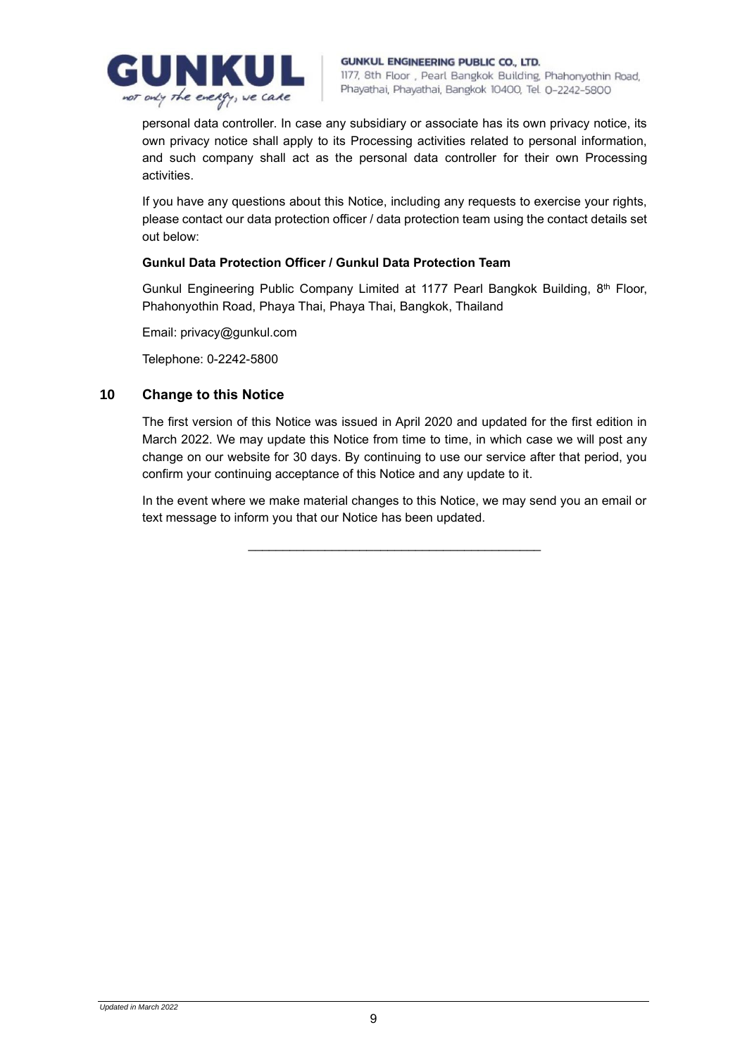personal data controller. In case any subsidiary or associate has its own privacy notice, its own privacy notice shall apply to its Processing activities related to personal information, and such company shall act as the personal data controller for their own Processing activities.

If you have any questions about this Notice, including any requests to exercise your rights, please contact our data protection officer / data protection team using the contact details set out below:

**Gunkul Data Protection Officer / Gunkul Data Protection Team**

Gunkul Engineering Public Company Limited at 1177 Pearl Bangkok Building, 8th Floor, Phahonyothin Road, Phaya Thai, Phaya Thai, Bangkok, Thailand

Email: privacy@gunkul.com

Telephone: 0-2242-5800

## 10 Change to this Notice

The first version of this Notice was issued in April 2020 and updated for the first edition in March 2022. We may update this Notice from time to time, in which case we will post any change on our website for 30 days. By continuing to use our service after that period, you confirm your continuing acceptance of this Notice and any update to it.

In the event where we make material changes to this Notice, we may send you an email or text message to inform you that our Notice has been updated.

---